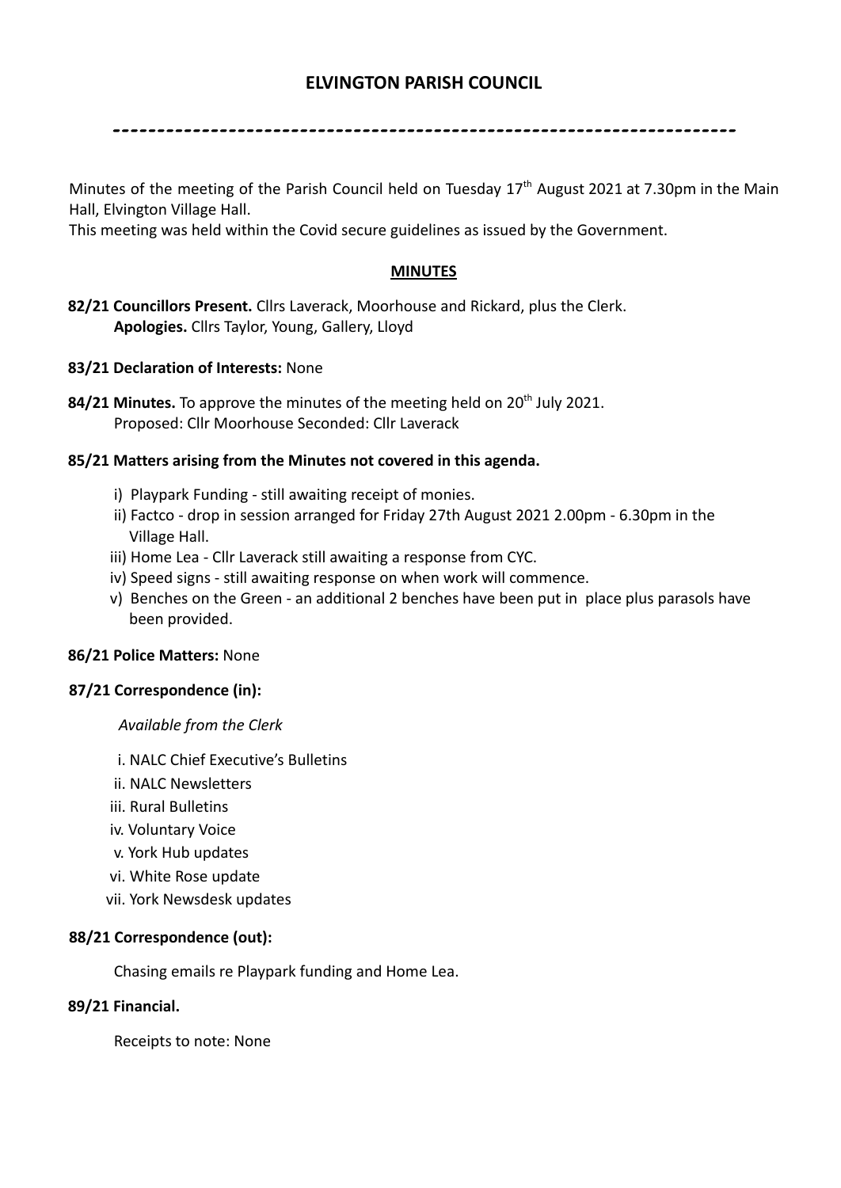# ELVINGTON PARISH COUNCIL

---

Minutes of the meeting of the Parish Council held on Tuesday 17th August 2021 at 7.30pm in the Main Hall, Elvington Village Hall.

This meeting was held within the Covid secure guidelines as issued by the Government.

## MINUTES

**82/21 Councillors Present.** Cllrs Laverack, Moorhouse and Rickard, plus the Clerk.
**Apologies.** Cllrs Taylor, Young, Gallery, Lloyd

**83/21 Declaration of Interests:** None

**84/21 Minutes.** To approve the minutes of the meeting held on 20th July 2021.
Proposed: Cllr Moorhouse Seconded: Cllr Laverack

**85/21 Matters arising from the Minutes not covered in this agenda.**

i) Playpark Funding - still awaiting receipt of monies.
ii) Factco - drop in session arranged for Friday 27th August 2021 2.00pm - 6.30pm in the Village Hall.
iii) Home Lea - Cllr Laverack still awaiting a response from CYC.
iv) Speed signs - still awaiting response on when work will commence.
v) Benches on the Green - an additional 2 benches have been put in place plus parasols have been provided.

**86/21 Police Matters:** None

**87/21 Correspondence (in):**

*Available from the Clerk*

i. NALC Chief Executive's Bulletins
ii. NALC Newsletters
iii. Rural Bulletins
iv. Voluntary Voice
v. York Hub updates
vi. White Rose update
vii. York Newsdesk updates

**88/21 Correspondence (out):**

Chasing emails re Playpark funding and Home Lea.

**89/21 Financial.**

Receipts to note: None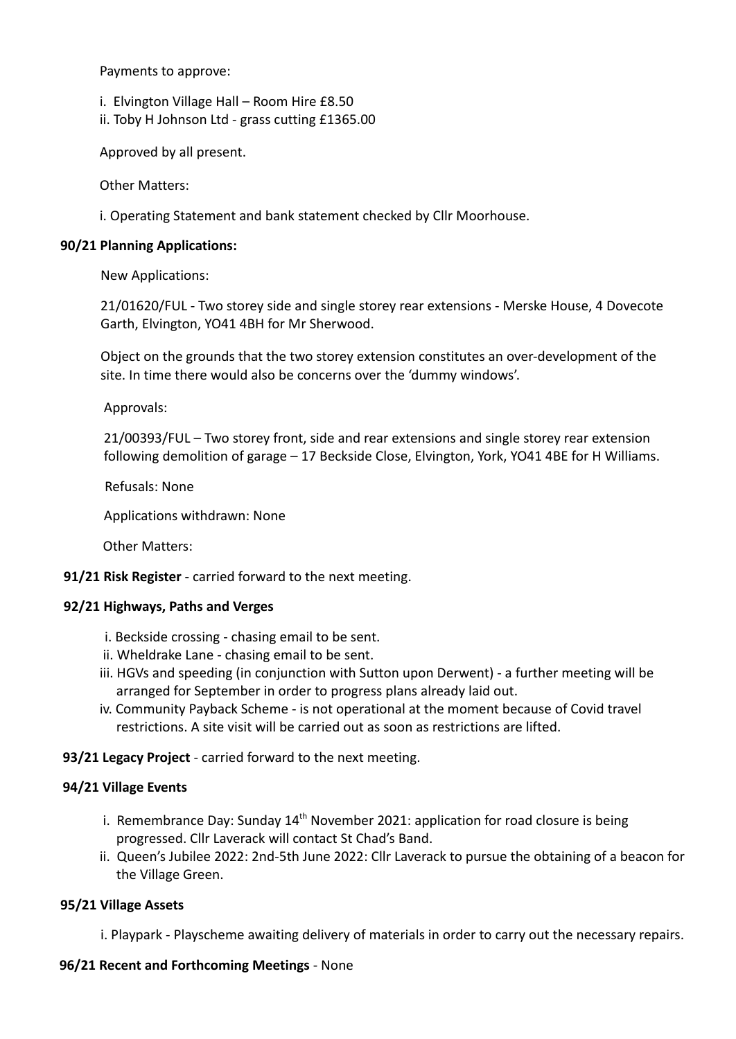Payments to approve:

i. Elvington Village Hall – Room Hire £8.50
ii. Toby H Johnson Ltd - grass cutting £1365.00

Approved by all present.

Other Matters:

i. Operating Statement and bank statement checked by Cllr Moorhouse.

**90/21 Planning Applications:**

New Applications:

21/01620/FUL - Two storey side and single storey rear extensions - Merske House, 4 Dovecote Garth, Elvington, YO41 4BH for Mr Sherwood.

Object on the grounds that the two storey extension constitutes an over-development of the site. In time there would also be concerns over the 'dummy windows'.

Approvals:

21/00393/FUL – Two storey front, side and rear extensions and single storey rear extension following demolition of garage – 17 Beckside Close, Elvington, York, YO41 4BE for H Williams.

Refusals: None

Applications withdrawn: None

Other Matters:

**91/21 Risk Register** - carried forward to the next meeting.

**92/21 Highways, Paths and Verges**

i. Beckside crossing - chasing email to be sent.
ii. Wheldrake Lane - chasing email to be sent.
iii. HGVs and speeding (in conjunction with Sutton upon Derwent) - a further meeting will be arranged for September in order to progress plans already laid out.
iv. Community Payback Scheme - is not operational at the moment because of Covid travel restrictions. A site visit will be carried out as soon as restrictions are lifted.

**93/21 Legacy Project** - carried forward to the next meeting.

**94/21 Village Events**

i. Remembrance Day: Sunday 14th November 2021: application for road closure is being progressed. Cllr Laverack will contact St Chad's Band.
ii. Queen's Jubilee 2022: 2nd-5th June 2022: Cllr Laverack to pursue the obtaining of a beacon for the Village Green.

**95/21 Village Assets**

i. Playpark - Playscheme awaiting delivery of materials in order to carry out the necessary repairs.

**96/21 Recent and Forthcoming Meetings** - None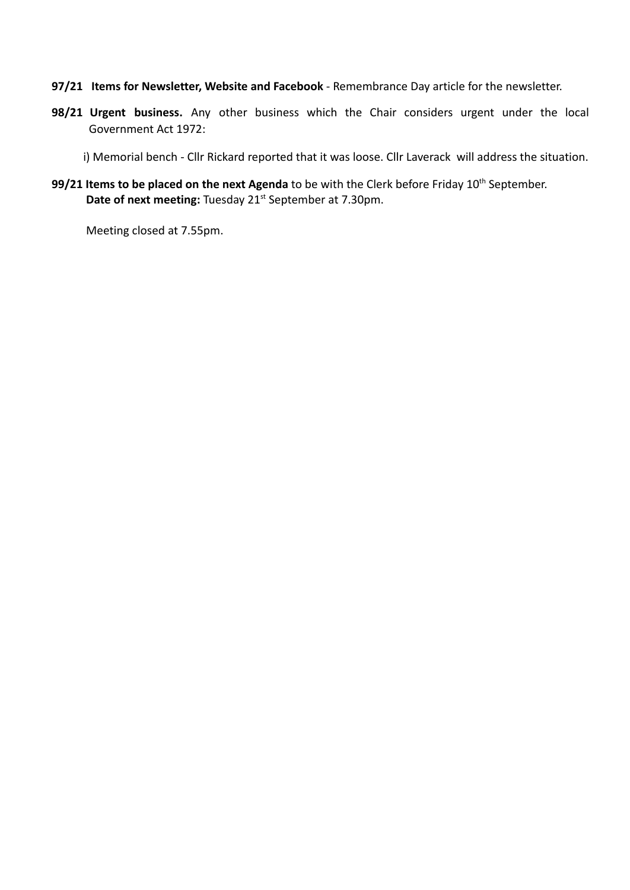**97/21 Items for Newsletter, Website and Facebook** - Remembrance Day article for the newsletter.

**98/21 Urgent business.** Any other business which the Chair considers urgent under the local Government Act 1972:

i) Memorial bench - Cllr Rickard reported that it was loose. Cllr Laverack will address the situation.

**99/21 Items to be placed on the next Agenda** to be with the Clerk before Friday 10th September.
**Date of next meeting:** Tuesday 21st September at 7.30pm.

Meeting closed at 7.55pm.